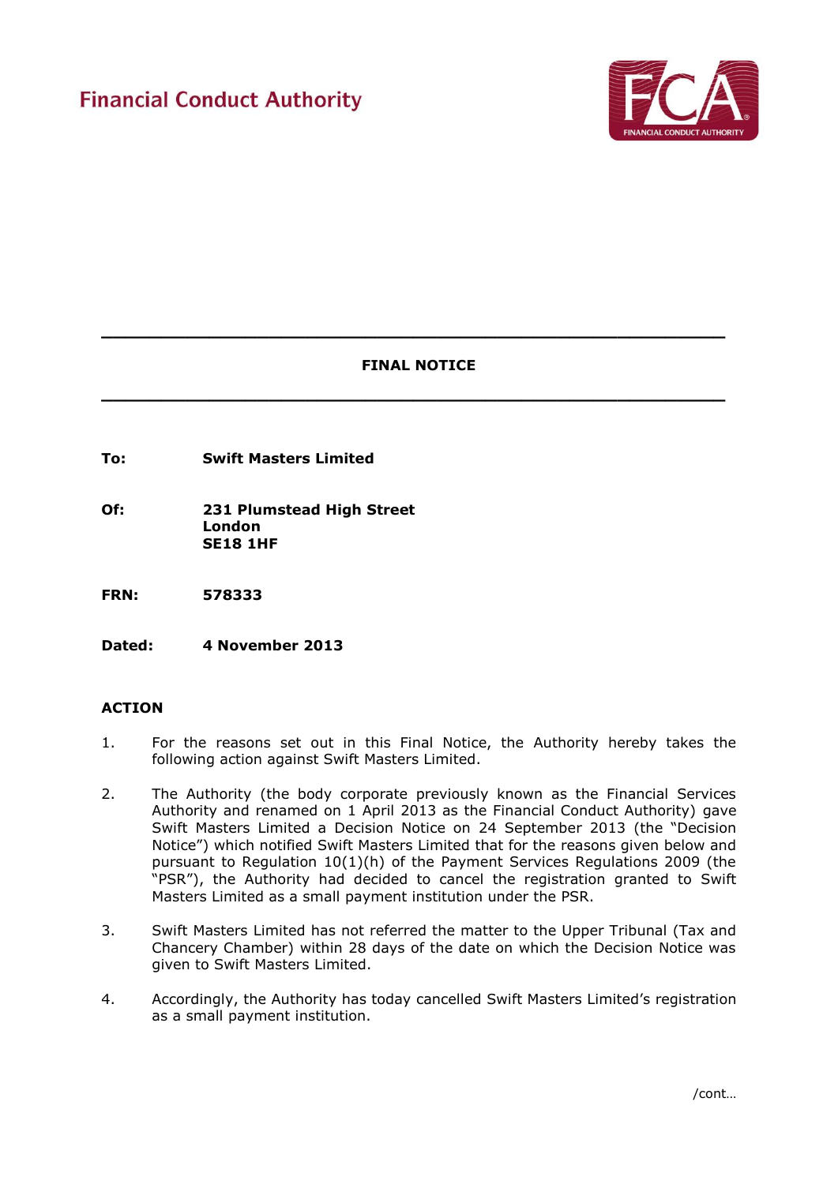Financial Conduct Authority

---

**FINAL NOTICE**

---

**To:** **Swift Masters Limited**

**Of:** **231 Plumstead High Street**
**London**
**SE18 1HF**

**FRN:** **578333**

**Dated:** **4 November 2013**

## ACTION

1. For the reasons set out in this Final Notice, the Authority hereby takes the following action against Swift Masters Limited.

2. The Authority (the body corporate previously known as the Financial Services Authority and renamed on 1 April 2013 as the Financial Conduct Authority) gave Swift Masters Limited a Decision Notice on 24 September 2013 (the "Decision Notice") which notified Swift Masters Limited that for the reasons given below and pursuant to Regulation 10(1)(h) of the Payment Services Regulations 2009 (the "PSR"), the Authority had decided to cancel the registration granted to Swift Masters Limited as a small payment institution under the PSR.

3. Swift Masters Limited has not referred the matter to the Upper Tribunal (Tax and Chancery Chamber) within 28 days of the date on which the Decision Notice was given to Swift Masters Limited.

4. Accordingly, the Authority has today cancelled Swift Masters Limited's registration as a small payment institution.

/cont…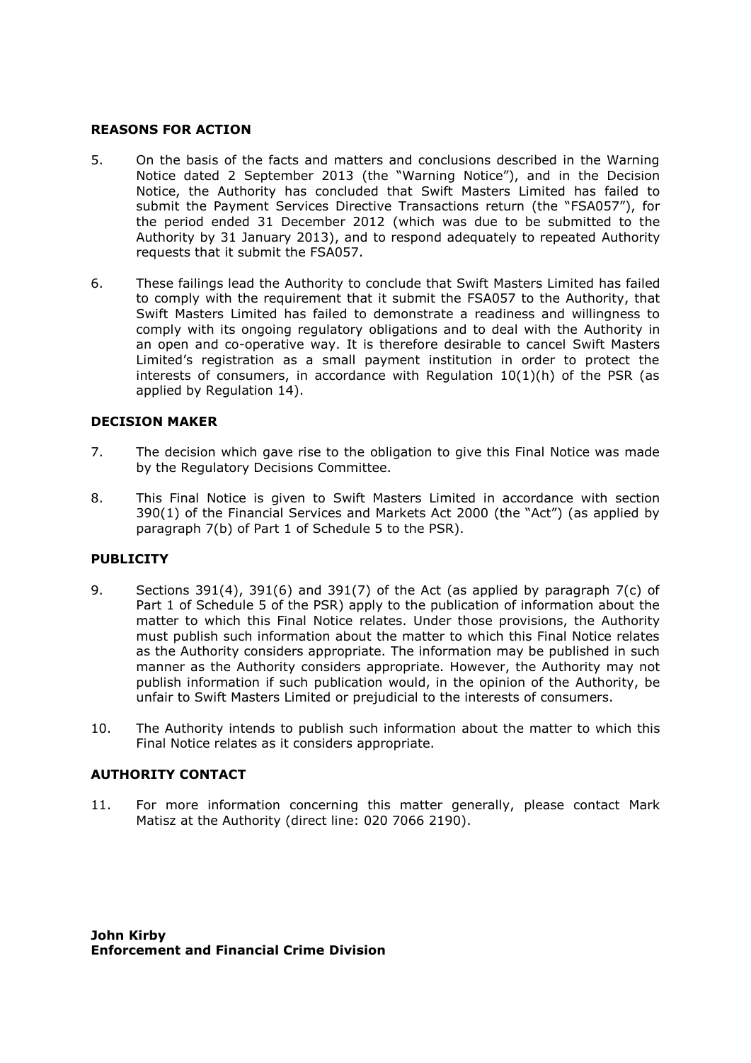**REASONS FOR ACTION**

5. On the basis of the facts and matters and conclusions described in the Warning Notice dated 2 September 2013 (the "Warning Notice"), and in the Decision Notice, the Authority has concluded that Swift Masters Limited has failed to submit the Payment Services Directive Transactions return (the "FSA057"), for the period ended 31 December 2012 (which was due to be submitted to the Authority by 31 January 2013), and to respond adequately to repeated Authority requests that it submit the FSA057.

6. These failings lead the Authority to conclude that Swift Masters Limited has failed to comply with the requirement that it submit the FSA057 to the Authority, that Swift Masters Limited has failed to demonstrate a readiness and willingness to comply with its ongoing regulatory obligations and to deal with the Authority in an open and co-operative way. It is therefore desirable to cancel Swift Masters Limited's registration as a small payment institution in order to protect the interests of consumers, in accordance with Regulation 10(1)(h) of the PSR (as applied by Regulation 14).

**DECISION MAKER**

7. The decision which gave rise to the obligation to give this Final Notice was made by the Regulatory Decisions Committee.

8. This Final Notice is given to Swift Masters Limited in accordance with section 390(1) of the Financial Services and Markets Act 2000 (the "Act") (as applied by paragraph 7(b) of Part 1 of Schedule 5 to the PSR).

**PUBLICITY**

9. Sections 391(4), 391(6) and 391(7) of the Act (as applied by paragraph 7(c) of Part 1 of Schedule 5 of the PSR) apply to the publication of information about the matter to which this Final Notice relates. Under those provisions, the Authority must publish such information about the matter to which this Final Notice relates as the Authority considers appropriate. The information may be published in such manner as the Authority considers appropriate. However, the Authority may not publish information if such publication would, in the opinion of the Authority, be unfair to Swift Masters Limited or prejudicial to the interests of consumers.

10. The Authority intends to publish such information about the matter to which this Final Notice relates as it considers appropriate.

**AUTHORITY CONTACT**

11. For more information concerning this matter generally, please contact Mark Matisz at the Authority (direct line: 020 7066 2190).

**John Kirby**
**Enforcement and Financial Crime Division**